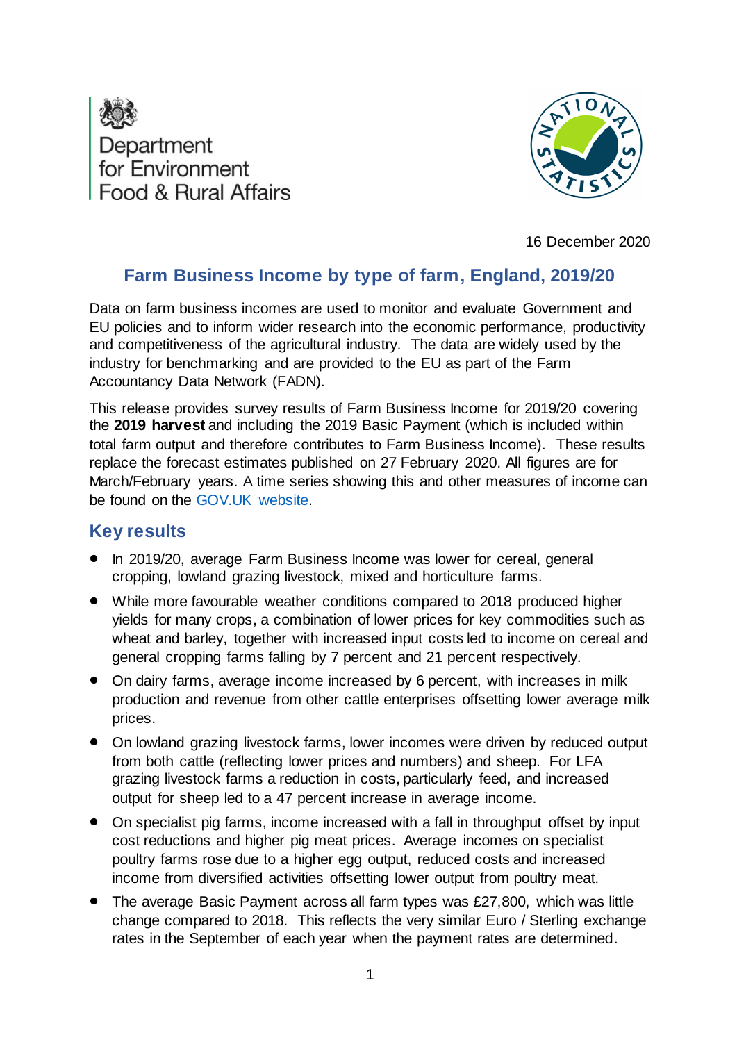Department for Environment Food & Rural Affairs

16 December 2020

# Farm Business Income by type of farm, England, 2019/20

Data on farm business incomes are used to monitor and evaluate Government and EU policies and to inform wider research into the economic performance, productivity and competitiveness of the agricultural industry. The data are widely used by the industry for benchmarking and are provided to the EU as part of the Farm Accountancy Data Network (FADN).

This release provides survey results of Farm Business Income for 2019/20 covering the **2019 harvest** and including the 2019 Basic Payment (which is included within total farm output and therefore contributes to Farm Business Income). These results replace the forecast estimates published on 27 February 2020. All figures are for March/February years. A time series showing this and other measures of income can be found on the GOV.UK website.

## Key results

- In 2019/20, average Farm Business Income was lower for cereal, general cropping, lowland grazing livestock, mixed and horticulture farms.
- While more favourable weather conditions compared to 2018 produced higher yields for many crops, a combination of lower prices for key commodities such as wheat and barley, together with increased input costs led to income on cereal and general cropping farms falling by 7 percent and 21 percent respectively.
- On dairy farms, average income increased by 6 percent, with increases in milk production and revenue from other cattle enterprises offsetting lower average milk prices.
- On lowland grazing livestock farms, lower incomes were driven by reduced output from both cattle (reflecting lower prices and numbers) and sheep. For LFA grazing livestock farms a reduction in costs, particularly feed, and increased output for sheep led to a 47 percent increase in average income.
- On specialist pig farms, income increased with a fall in throughput offset by input cost reductions and higher pig meat prices. Average incomes on specialist poultry farms rose due to a higher egg output, reduced costs and increased income from diversified activities offsetting lower output from poultry meat.
- The average Basic Payment across all farm types was £27,800, which was little change compared to 2018. This reflects the very similar Euro / Sterling exchange rates in the September of each year when the payment rates are determined.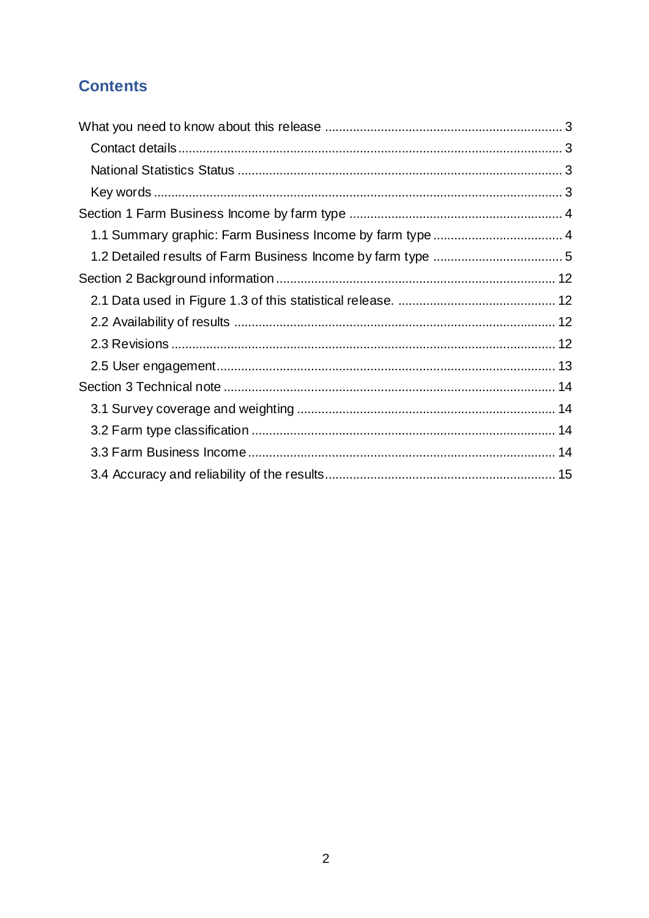## Contents

What you need to know about this release ........................................................................ 3

- Contact details ........................................................................................................ 3
- National Statistics Status ........................................................................................ 3
- Key words ................................................................................................................ 3

Section 1 Farm Business Income by farm type ................................................................ 4

- 1.1 Summary graphic: Farm Business Income by farm type ....................................... 4
- 1.2 Detailed results of Farm Business Income by farm type ....................................... 5

Section 2 Background information ................................................................................... 12

- 2.1 Data used in Figure 1.3 of this statistical release. ............................................... 12
- 2.2 Availability of results ............................................................................................. 12
- 2.3 Revisions ............................................................................................................... 12
- 2.5 User engagement .................................................................................................. 13

Section 3 Technical note ................................................................................................... 14

- 3.1 Survey coverage and weighting ............................................................................ 14
- 3.2 Farm type classification ......................................................................................... 14
- 3.3 Farm Business Income .......................................................................................... 14
- 3.4 Accuracy and reliability of the results .................................................................... 15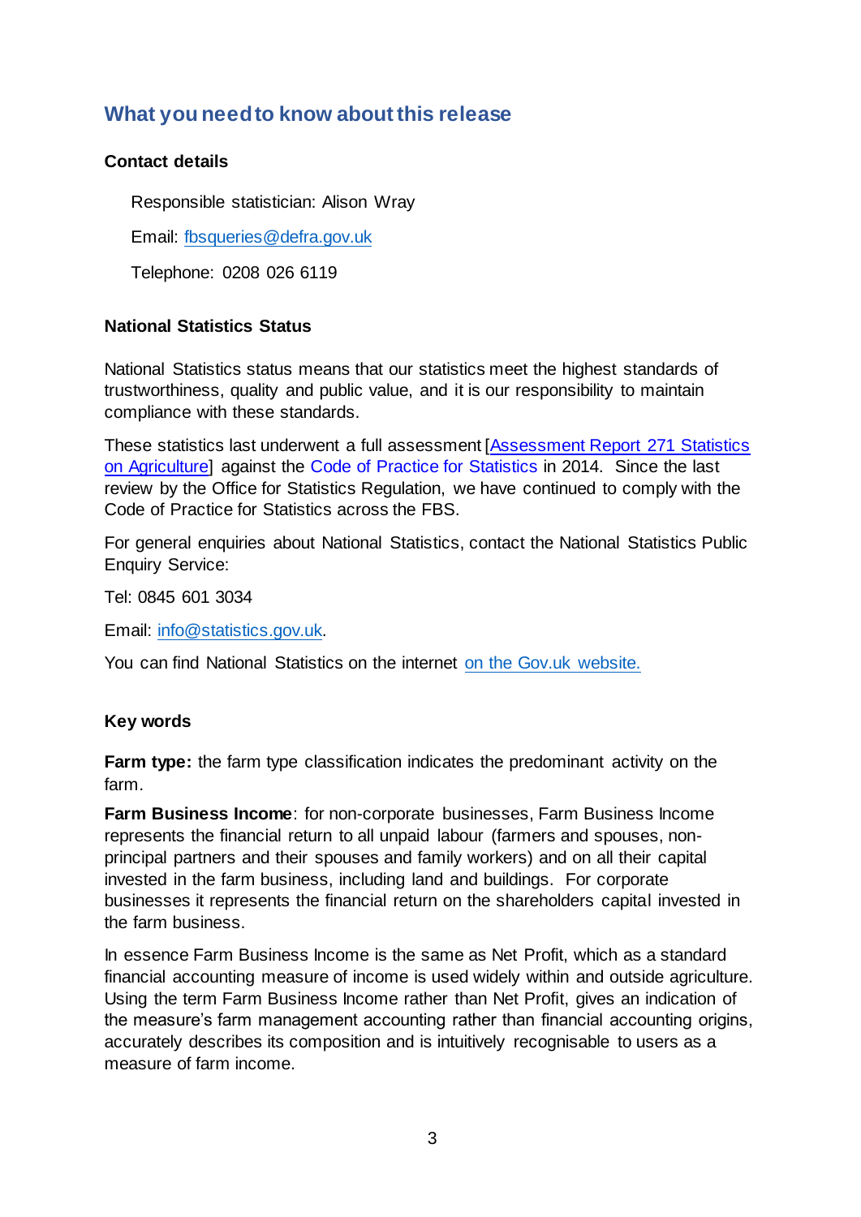## What you need to know about this release

### Contact details

Responsible statistician: Alison Wray

Email: fbsqueries@defra.gov.uk

Telephone: 0208 026 6119

### National Statistics Status

National Statistics status means that our statistics meet the highest standards of trustworthiness, quality and public value, and it is our responsibility to maintain compliance with these standards.

These statistics last underwent a full assessment [Assessment Report 271 Statistics on Agriculture] against the Code of Practice for Statistics in 2014. Since the last review by the Office for Statistics Regulation, we have continued to comply with the Code of Practice for Statistics across the FBS.

For general enquiries about National Statistics, contact the National Statistics Public Enquiry Service:

Tel: 0845 601 3034

Email: info@statistics.gov.uk.

You can find National Statistics on the internet on the Gov.uk website.

### Key words

**Farm type:** the farm type classification indicates the predominant activity on the farm.

**Farm Business Income**: for non-corporate businesses, Farm Business Income represents the financial return to all unpaid labour (farmers and spouses, non-principal partners and their spouses and family workers) and on all their capital invested in the farm business, including land and buildings. For corporate businesses it represents the financial return on the shareholders capital invested in the farm business.

In essence Farm Business Income is the same as Net Profit, which as a standard financial accounting measure of income is used widely within and outside agriculture. Using the term Farm Business Income rather than Net Profit, gives an indication of the measure's farm management accounting rather than financial accounting origins, accurately describes its composition and is intuitively recognisable to users as a measure of farm income.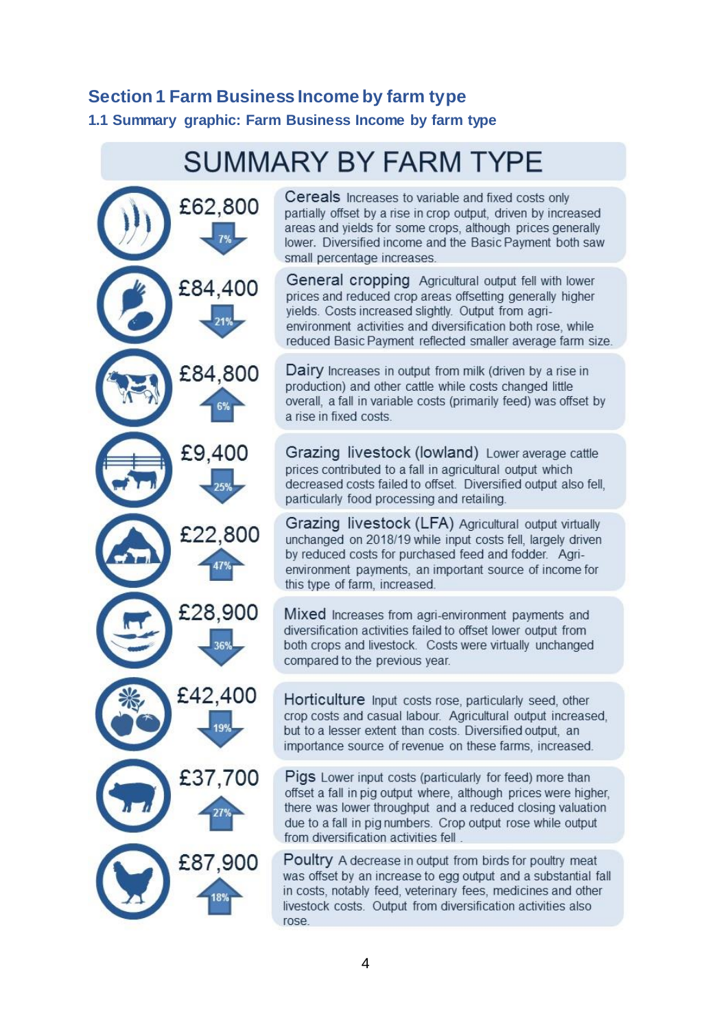# Section 1 Farm Business Income by farm type

## 1.1 Summary graphic: Farm Business Income by farm type

### SUMMARY BY FARM TYPE

| Farm type | Farm Business Income | Change | Commentary |
|---|---|---|---|
| Cereals | £62,800 | ↓ 7% | Increases to variable and fixed costs only partially offset by a rise in crop output, driven by increased areas and yields for some crops, although prices generally lower. Diversified income and the Basic Payment both saw small percentage increases. |
| General cropping | £84,400 | ↓ 21% | Agricultural output fell with lower prices and reduced crop areas offsetting generally higher yields. Costs increased slightly. Output from agri-environment activities and diversification both rose, while reduced Basic Payment reflected smaller average farm size. |
| Dairy | £84,800 | ↑ 6% | Increases in output from milk (driven by a rise in production) and other cattle while costs changed little overall, a fall in variable costs (primarily feed) was offset by a rise in fixed costs. |
| Grazing livestock (lowland) | £9,400 | ↓ 25% | Lower average cattle prices contributed to a fall in agricultural output which decreased costs failed to offset. Diversified output also fell, particularly food processing and retailing. |
| Grazing livestock (LFA) | £22,800 | ↑ 47% | Agricultural output virtually unchanged on 2018/19 while input costs fell, largely driven by reduced costs for purchased feed and fodder. Agri-environment payments, an important source of income for this type of farm, increased. |
| Mixed | £28,900 | ↓ 36% | Increases from agri-environment payments and diversification activities failed to offset lower output from both crops and livestock. Costs were virtually unchanged compared to the previous year. |
| Horticulture | £42,400 | ↓ 19% | Input costs rose, particularly seed, other crop costs and casual labour. Agricultural output increased, but to a lesser extent than costs. Diversified output, an importance source of revenue on these farms, increased. |
| Pigs | £37,700 | ↑ 27% | Lower input costs (particularly for feed) more than offset a fall in pig output where, although prices were higher, there was lower throughput and a reduced closing valuation due to a fall in pig numbers. Crop output rose while output from diversification activities fell . |
| Poultry | £87,900 | ↑ 18% | A decrease in output from birds for poultry meat was offset by an increase to egg output and a substantial fall in costs, notably feed, veterinary fees, medicines and other livestock costs. Output from diversification activities also rose. |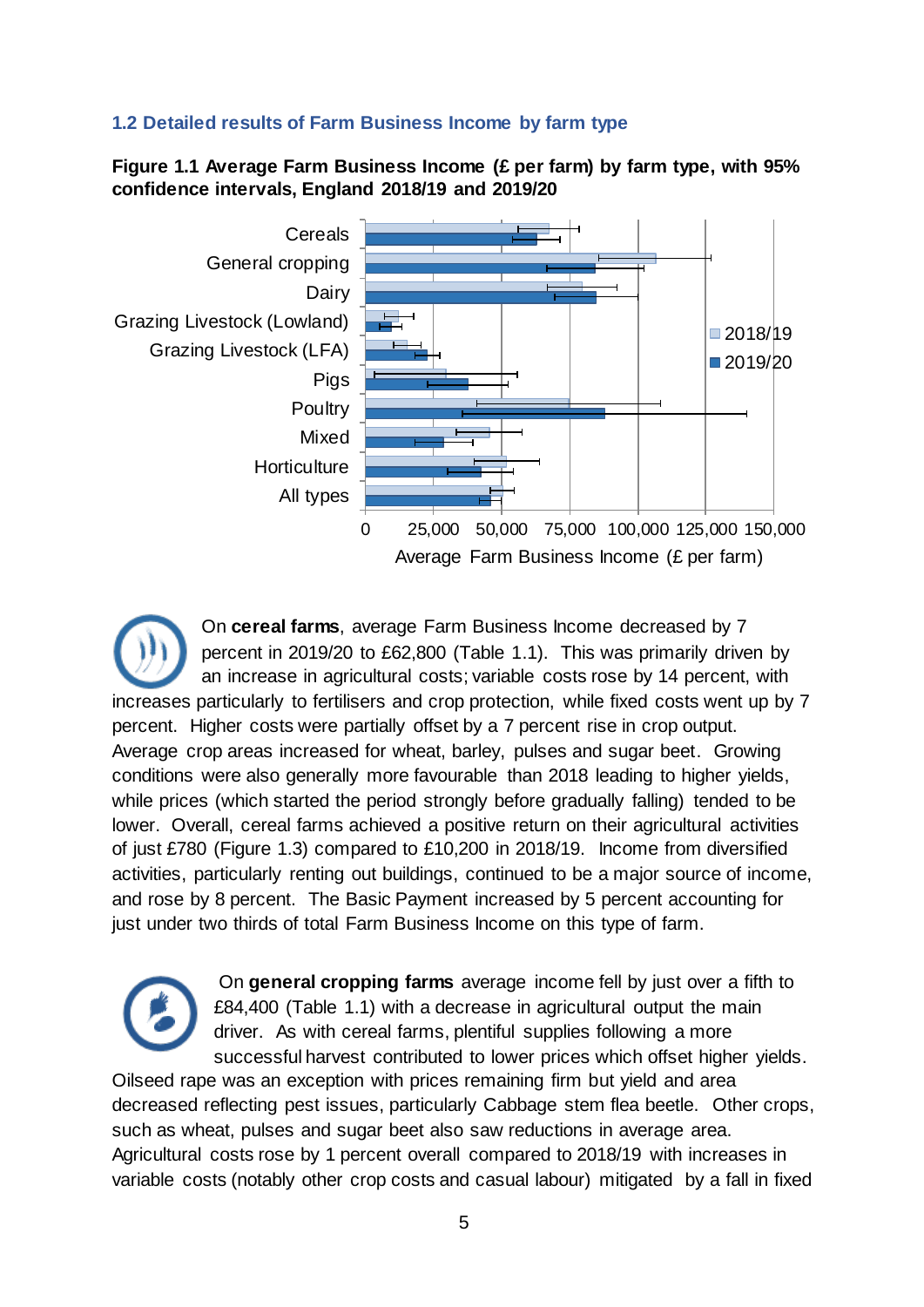### 1.2 Detailed results of Farm Business Income by farm type

**Figure 1.1 Average Farm Business Income (£ per farm) by farm type, with 95% confidence intervals, England 2018/19 and 2019/20**

On **cereal farms**, average Farm Business Income decreased by 7 percent in 2019/20 to £62,800 (Table 1.1). This was primarily driven by an increase in agricultural costs; variable costs rose by 14 percent, with increases particularly to fertilisers and crop protection, while fixed costs went up by 7 percent. Higher costs were partially offset by a 7 percent rise in crop output. Average crop areas increased for wheat, barley, pulses and sugar beet. Growing conditions were also generally more favourable than 2018 leading to higher yields, while prices (which started the period strongly before gradually falling) tended to be lower. Overall, cereal farms achieved a positive return on their agricultural activities of just £780 (Figure 1.3) compared to £10,200 in 2018/19. Income from diversified activities, particularly renting out buildings, continued to be a major source of income, and rose by 8 percent. The Basic Payment increased by 5 percent accounting for just under two thirds of total Farm Business Income on this type of farm.

On **general cropping farms** average income fell by just over a fifth to £84,400 (Table 1.1) with a decrease in agricultural output the main driver. As with cereal farms, plentiful supplies following a more successful harvest contributed to lower prices which offset higher yields. Oilseed rape was an exception with prices remaining firm but yield and area decreased reflecting pest issues, particularly Cabbage stem flea beetle. Other crops, such as wheat, pulses and sugar beet also saw reductions in average area. Agricultural costs rose by 1 percent overall compared to 2018/19 with increases in variable costs (notably other crop costs and casual labour) mitigated by a fall in fixed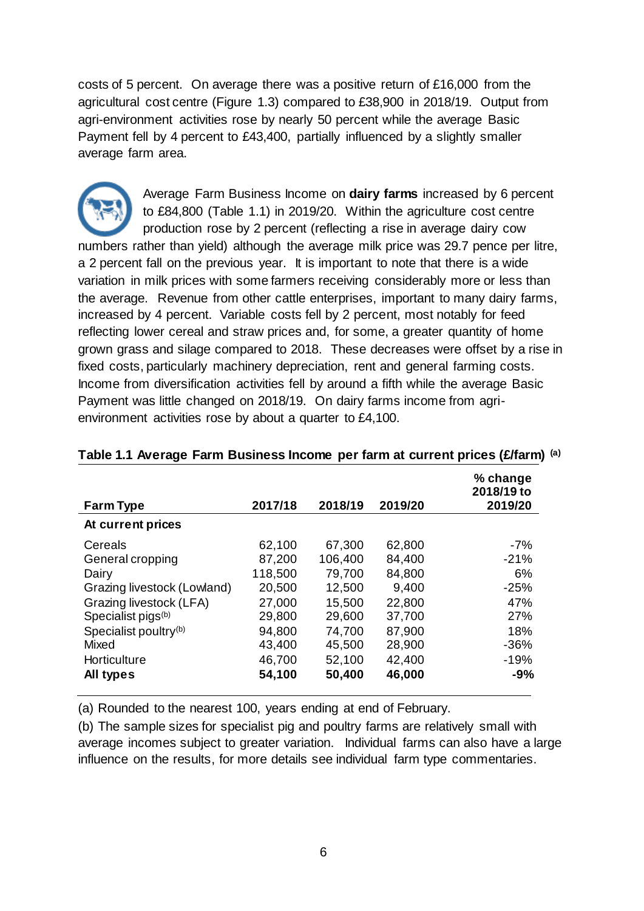costs of 5 percent. On average there was a positive return of £16,000 from the agricultural cost centre (Figure 1.3) compared to £38,900 in 2018/19. Output from agri-environment activities rose by nearly 50 percent while the average Basic Payment fell by 4 percent to £43,400, partially influenced by a slightly smaller average farm area.

Average Farm Business Income on **dairy farms** increased by 6 percent to £84,800 (Table 1.1) in 2019/20. Within the agriculture cost centre production rose by 2 percent (reflecting a rise in average dairy cow numbers rather than yield) although the average milk price was 29.7 pence per litre, a 2 percent fall on the previous year. It is important to note that there is a wide variation in milk prices with some farmers receiving considerably more or less than the average. Revenue from other cattle enterprises, important to many dairy farms, increased by 4 percent. Variable costs fell by 2 percent, most notably for feed reflecting lower cereal and straw prices and, for some, a greater quantity of home grown grass and silage compared to 2018. These decreases were offset by a rise in fixed costs, particularly machinery depreciation, rent and general farming costs. Income from diversification activities fell by around a fifth while the average Basic Payment was little changed on 2018/19. On dairy farms income from agri-environment activities rose by about a quarter to £4,100.

**Table 1.1 Average Farm Business Income per farm at current prices (£/farm) [(a)]**

| Farm Type | 2017/18 | 2018/19 | 2019/20 | % change 2018/19 to 2019/20 |
|---|---|---|---|---|
| **At current prices** | | | | |
| Cereals | 62,100 | 67,300 | 62,800 | -7% |
| General cropping | 87,200 | 106,400 | 84,400 | -21% |
| Dairy | 118,500 | 79,700 | 84,800 | 6% |
| Grazing livestock (Lowland) | 20,500 | 12,500 | 9,400 | -25% |
| Grazing livestock (LFA) | 27,000 | 15,500 | 22,800 | 47% |
| Specialist pigs[(b)] | 29,800 | 29,600 | 37,700 | 27% |
| Specialist poultry[(b)] | 94,800 | 74,700 | 87,900 | 18% |
| Mixed | 43,400 | 45,500 | 28,900 | -36% |
| Horticulture | 46,700 | 52,100 | 42,400 | -19% |
| **All types** | **54,100** | **50,400** | **46,000** | **-9%** |

(a) Rounded to the nearest 100, years ending at end of February.

(b) The sample sizes for specialist pig and poultry farms are relatively small with average incomes subject to greater variation. Individual farms can also have a large influence on the results, for more details see individual farm type commentaries.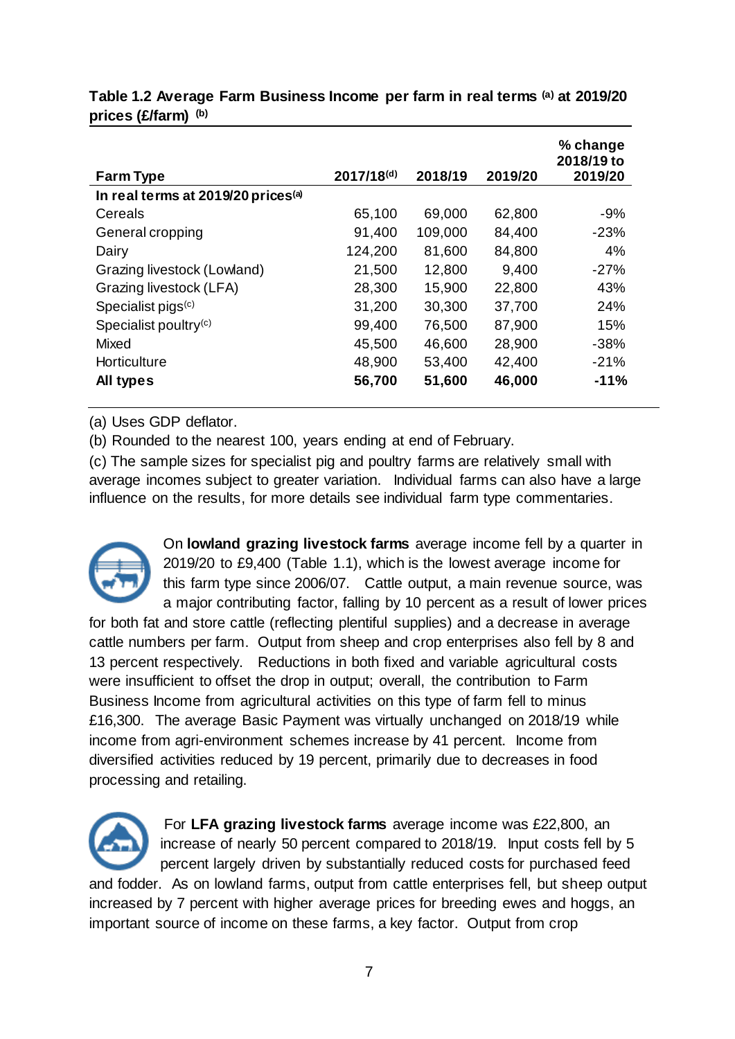**Table 1.2 Average Farm Business Income per farm in real terms [(a)] at 2019/20 prices (£/farm) [(b)]**

| Farm Type | 2017/18[(d)] | 2018/19 | 2019/20 | % change 2018/19 to 2019/20 |
|---|---|---|---|---|
| **In real terms at 2019/20 prices[(a)]** | | | | |
| Cereals | 65,100 | 69,000 | 62,800 | -9% |
| General cropping | 91,400 | 109,000 | 84,400 | -23% |
| Dairy | 124,200 | 81,600 | 84,800 | 4% |
| Grazing livestock (Lowland) | 21,500 | 12,800 | 9,400 | -27% |
| Grazing livestock (LFA) | 28,300 | 15,900 | 22,800 | 43% |
| Specialist pigs[(c)] | 31,200 | 30,300 | 37,700 | 24% |
| Specialist poultry[(c)] | 99,400 | 76,500 | 87,900 | 15% |
| Mixed | 45,500 | 46,600 | 28,900 | -38% |
| Horticulture | 48,900 | 53,400 | 42,400 | -21% |
| **All types** | **56,700** | **51,600** | **46,000** | **-11%** |

(a) Uses GDP deflator.

(b) Rounded to the nearest 100, years ending at end of February.

(c) The sample sizes for specialist pig and poultry farms are relatively small with average incomes subject to greater variation. Individual farms can also have a large influence on the results, for more details see individual farm type commentaries.

On **lowland grazing livestock farms** average income fell by a quarter in 2019/20 to £9,400 (Table 1.1), which is the lowest average income for this farm type since 2006/07. Cattle output, a main revenue source, was a major contributing factor, falling by 10 percent as a result of lower prices for both fat and store cattle (reflecting plentiful supplies) and a decrease in average cattle numbers per farm. Output from sheep and crop enterprises also fell by 8 and 13 percent respectively. Reductions in both fixed and variable agricultural costs were insufficient to offset the drop in output; overall, the contribution to Farm Business Income from agricultural activities on this type of farm fell to minus £16,300. The average Basic Payment was virtually unchanged on 2018/19 while income from agri-environment schemes increase by 41 percent. Income from diversified activities reduced by 19 percent, primarily due to decreases in food processing and retailing.

For **LFA grazing livestock farms** average income was £22,800, an increase of nearly 50 percent compared to 2018/19. Input costs fell by 5 percent largely driven by substantially reduced costs for purchased feed and fodder. As on lowland farms, output from cattle enterprises fell, but sheep output increased by 7 percent with higher average prices for breeding ewes and hoggs, an important source of income on these farms, a key factor. Output from crop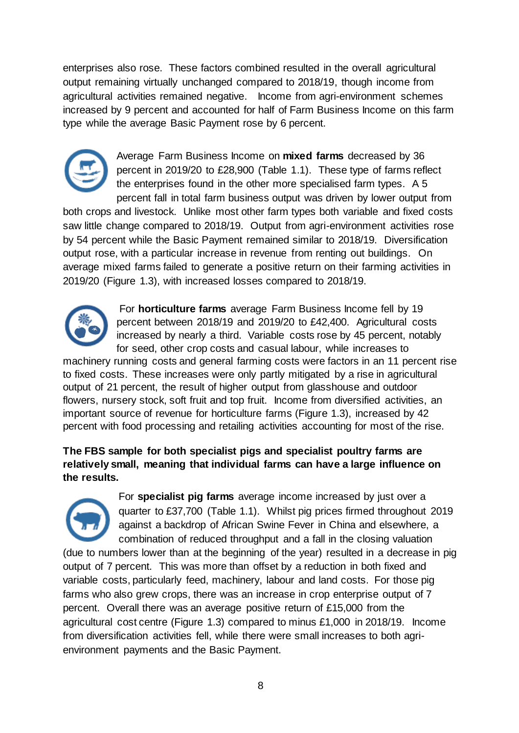enterprises also rose. These factors combined resulted in the overall agricultural output remaining virtually unchanged compared to 2018/19, though income from agricultural activities remained negative. Income from agri-environment schemes increased by 9 percent and accounted for half of Farm Business Income on this farm type while the average Basic Payment rose by 6 percent.

Average Farm Business Income on **mixed farms** decreased by 36 percent in 2019/20 to £28,900 (Table 1.1). These type of farms reflect the enterprises found in the other more specialised farm types. A 5 percent fall in total farm business output was driven by lower output from both crops and livestock. Unlike most other farm types both variable and fixed costs saw little change compared to 2018/19. Output from agri-environment activities rose by 54 percent while the Basic Payment remained similar to 2018/19. Diversification output rose, with a particular increase in revenue from renting out buildings. On average mixed farms failed to generate a positive return on their farming activities in 2019/20 (Figure 1.3), with increased losses compared to 2018/19.

For **horticulture farms** average Farm Business Income fell by 19 percent between 2018/19 and 2019/20 to £42,400. Agricultural costs increased by nearly a third. Variable costs rose by 45 percent, notably for seed, other crop costs and casual labour, while increases to machinery running costs and general farming costs were factors in an 11 percent rise to fixed costs. These increases were only partly mitigated by a rise in agricultural output of 21 percent, the result of higher output from glasshouse and outdoor flowers, nursery stock, soft fruit and top fruit. Income from diversified activities, an important source of revenue for horticulture farms (Figure 1.3), increased by 42 percent with food processing and retailing activities accounting for most of the rise.

**The FBS sample for both specialist pigs and specialist poultry farms are relatively small, meaning that individual farms can have a large influence on the results.**

For **specialist pig farms** average income increased by just over a quarter to £37,700 (Table 1.1). Whilst pig prices firmed throughout 2019 against a backdrop of African Swine Fever in China and elsewhere, a combination of reduced throughput and a fall in the closing valuation (due to numbers lower than at the beginning of the year) resulted in a decrease in pig output of 7 percent. This was more than offset by a reduction in both fixed and variable costs, particularly feed, machinery, labour and land costs. For those pig farms who also grew crops, there was an increase in crop enterprise output of 7 percent. Overall there was an average positive return of £15,000 from the agricultural cost centre (Figure 1.3) compared to minus £1,000 in 2018/19. Income from diversification activities fell, while there were small increases to both agri-environment payments and the Basic Payment.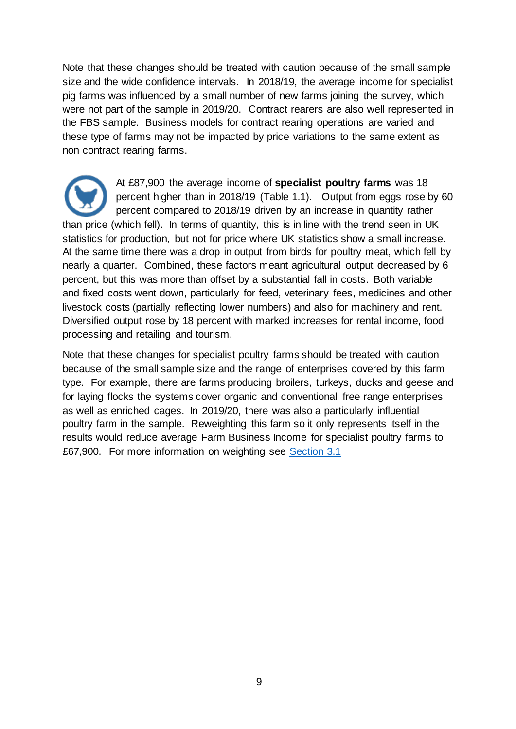Note that these changes should be treated with caution because of the small sample size and the wide confidence intervals. In 2018/19, the average income for specialist pig farms was influenced by a small number of new farms joining the survey, which were not part of the sample in 2019/20. Contract rearers are also well represented in the FBS sample. Business models for contract rearing operations are varied and these type of farms may not be impacted by price variations to the same extent as non contract rearing farms.

At £87,900 the average income of **specialist poultry farms** was 18 percent higher than in 2018/19 (Table 1.1). Output from eggs rose by 60 percent compared to 2018/19 driven by an increase in quantity rather than price (which fell). In terms of quantity, this is in line with the trend seen in UK statistics for production, but not for price where UK statistics show a small increase. At the same time there was a drop in output from birds for poultry meat, which fell by nearly a quarter. Combined, these factors meant agricultural output decreased by 6 percent, but this was more than offset by a substantial fall in costs. Both variable and fixed costs went down, particularly for feed, veterinary fees, medicines and other livestock costs (partially reflecting lower numbers) and also for machinery and rent. Diversified output rose by 18 percent with marked increases for rental income, food processing and retailing and tourism.

Note that these changes for specialist poultry farms should be treated with caution because of the small sample size and the range of enterprises covered by this farm type. For example, there are farms producing broilers, turkeys, ducks and geese and for laying flocks the systems cover organic and conventional free range enterprises as well as enriched cages. In 2019/20, there was also a particularly influential poultry farm in the sample. Reweighting this farm so it only represents itself in the results would reduce average Farm Business Income for specialist poultry farms to £67,900. For more information on weighting see Section 3.1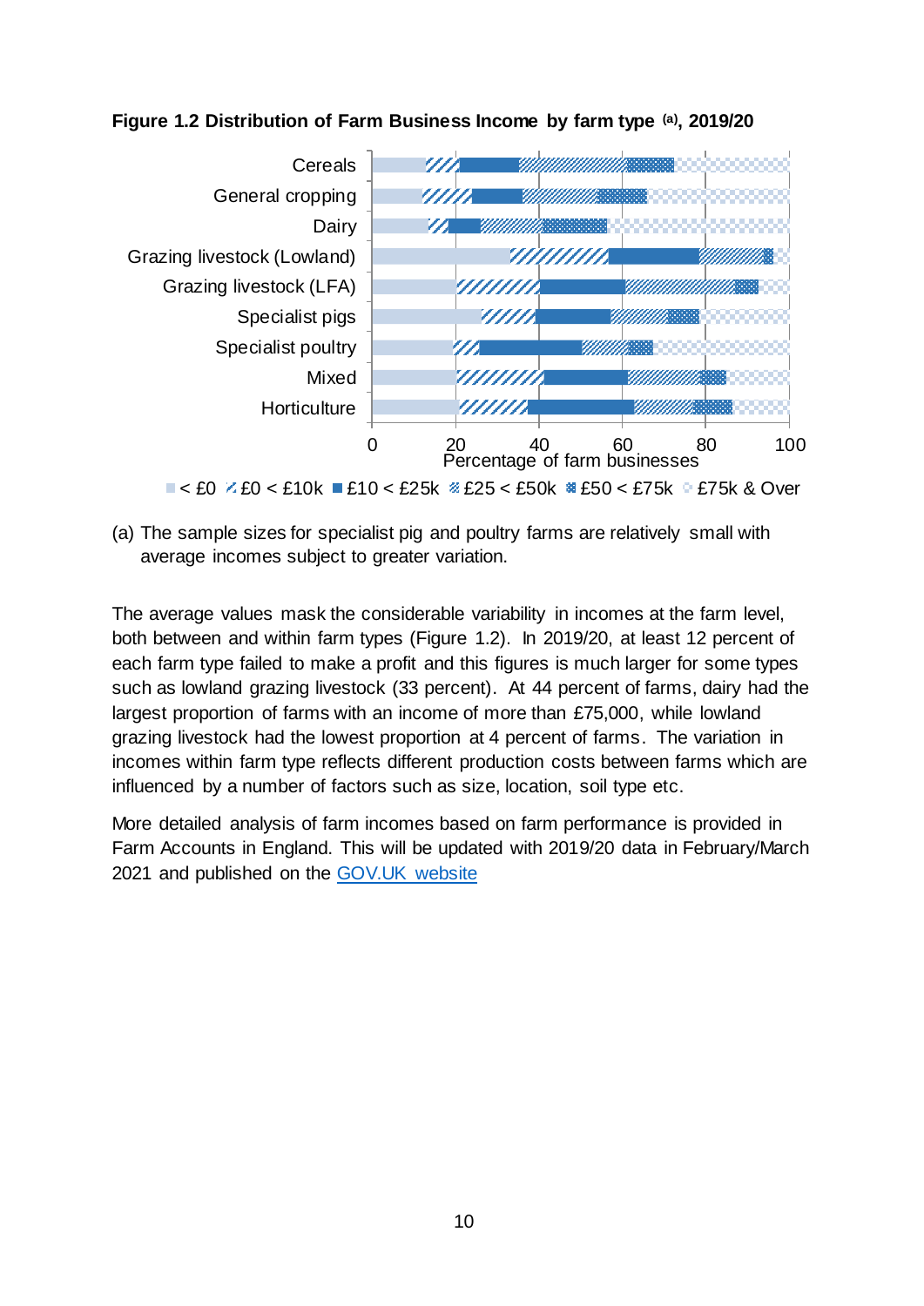**Figure 1.2 Distribution of Farm Business Income by farm type [(a)], 2019/20**

(a) The sample sizes for specialist pig and poultry farms are relatively small with average incomes subject to greater variation.

The average values mask the considerable variability in incomes at the farm level, both between and within farm types (Figure 1.2). In 2019/20, at least 12 percent of each farm type failed to make a profit and this figures is much larger for some types such as lowland grazing livestock (33 percent). At 44 percent of farms, dairy had the largest proportion of farms with an income of more than £75,000, while lowland grazing livestock had the lowest proportion at 4 percent of farms. The variation in incomes within farm type reflects different production costs between farms which are influenced by a number of factors such as size, location, soil type etc.

More detailed analysis of farm incomes based on farm performance is provided in Farm Accounts in England. This will be updated with 2019/20 data in February/March 2021 and published on the [GOV.UK website]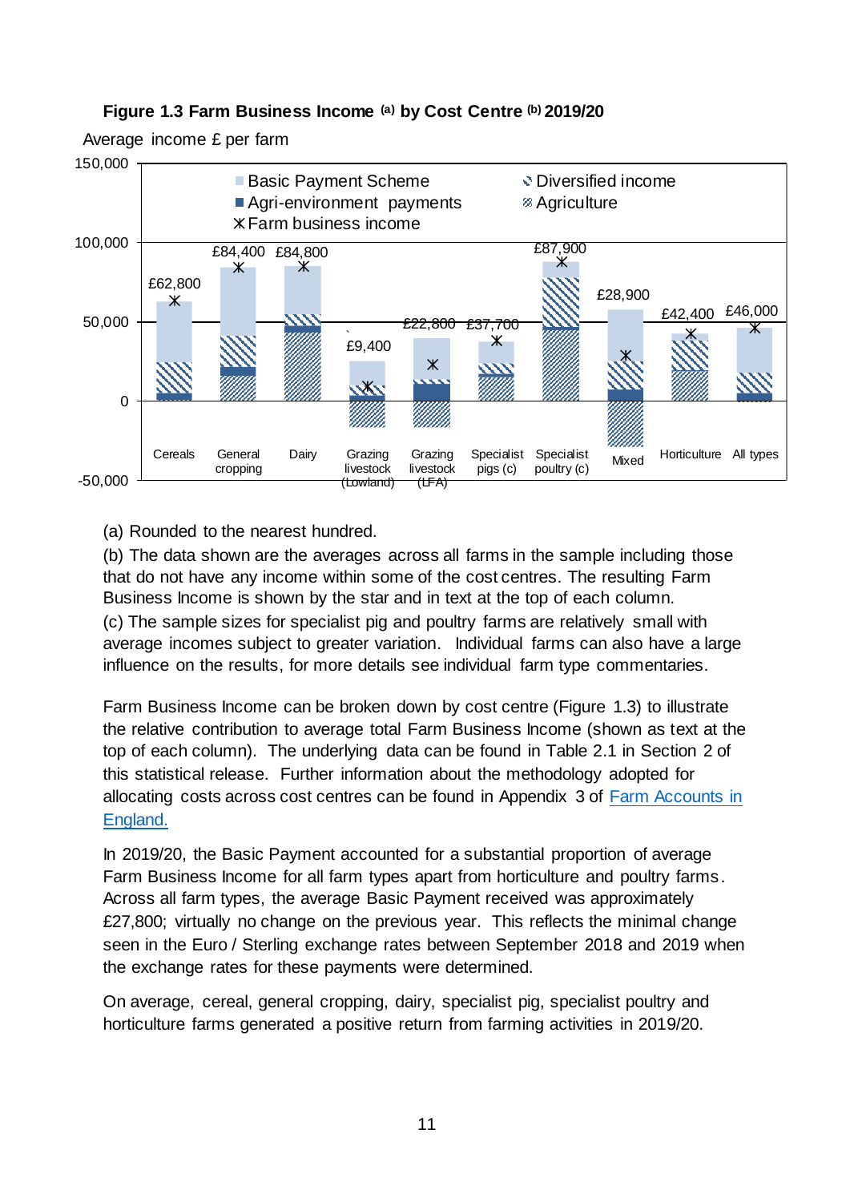**Figure 1.3 Farm Business Income [(a)] by Cost Centre [(b)] 2019/20**

(a) Rounded to the nearest hundred.

(b) The data shown are the averages across all farms in the sample including those that do not have any income within some of the cost centres. The resulting Farm Business Income is shown by the star and in text at the top of each column.

(c) The sample sizes for specialist pig and poultry farms are relatively small with average incomes subject to greater variation. Individual farms can also have a large influence on the results, for more details see individual farm type commentaries.

Farm Business Income can be broken down by cost centre (Figure 1.3) to illustrate the relative contribution to average total Farm Business Income (shown as text at the top of each column). The underlying data can be found in Table 2.1 in Section 2 of this statistical release. Further information about the methodology adopted for allocating costs across cost centres can be found in Appendix 3 of [Farm Accounts in England.](Farm Accounts in England.)

In 2019/20, the Basic Payment accounted for a substantial proportion of average Farm Business Income for all farm types apart from horticulture and poultry farms. Across all farm types, the average Basic Payment received was approximately £27,800; virtually no change on the previous year. This reflects the minimal change seen in the Euro / Sterling exchange rates between September 2018 and 2019 when the exchange rates for these payments were determined.

On average, cereal, general cropping, dairy, specialist pig, specialist poultry and horticulture farms generated a positive return from farming activities in 2019/20.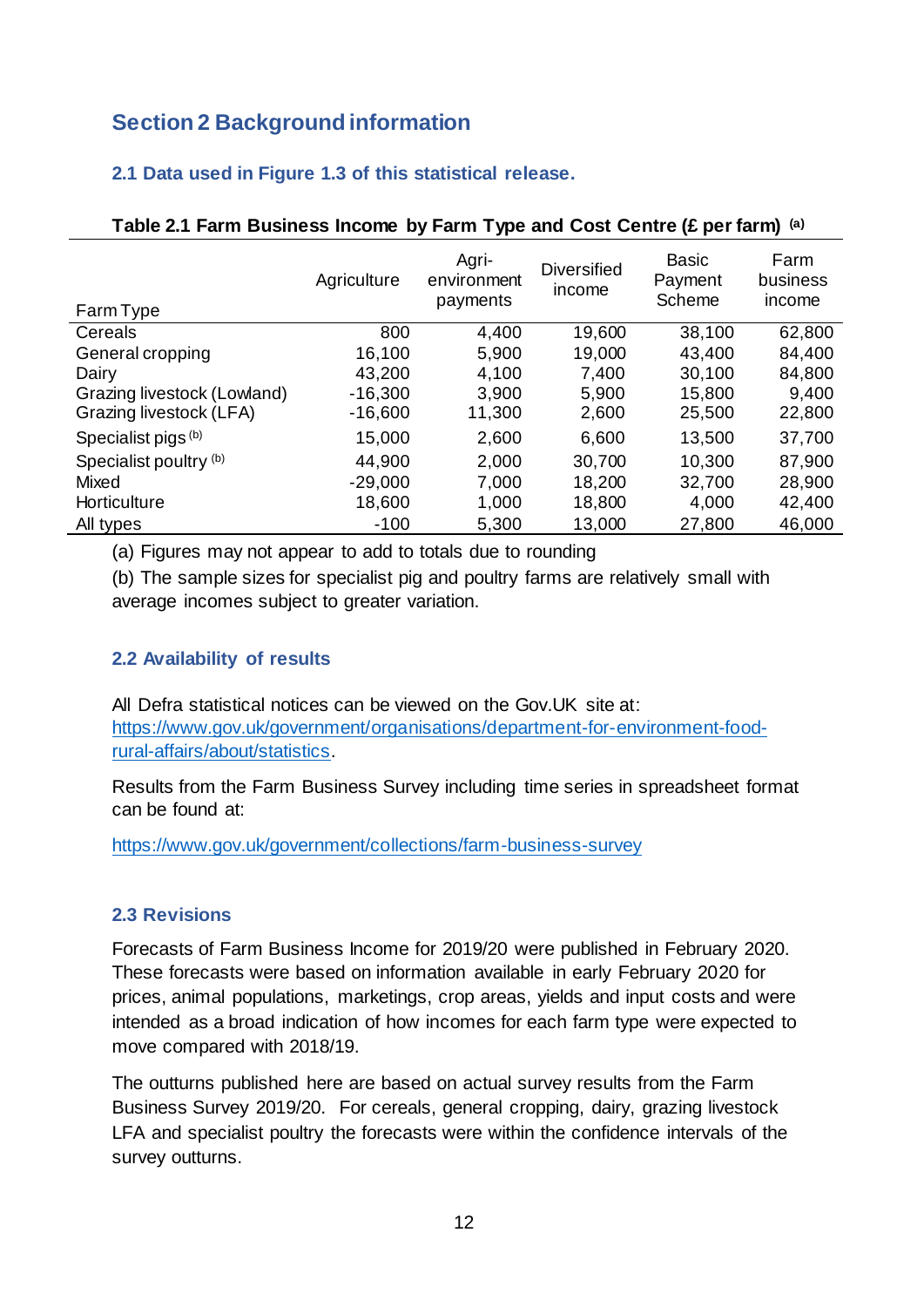## Section 2 Background information

### 2.1 Data used in Figure 1.3 of this statistical release.

**Table 2.1 Farm Business Income by Farm Type and Cost Centre (£ per farm) (a)**

| Farm Type | Agriculture | Agri-environment payments | Diversified income | Basic Payment Scheme | Farm business income |
|---|---|---|---|---|---|
| Cereals | 800 | 4,400 | 19,600 | 38,100 | 62,800 |
| General cropping | 16,100 | 5,900 | 19,000 | 43,400 | 84,400 |
| Dairy | 43,200 | 4,100 | 7,400 | 30,100 | 84,800 |
| Grazing livestock (Lowland) | -16,300 | 3,900 | 5,900 | 15,800 | 9,400 |
| Grazing livestock (LFA) | -16,600 | 11,300 | 2,600 | 25,500 | 22,800 |
| Specialist pigs (b) | 15,000 | 2,600 | 6,600 | 13,500 | 37,700 |
| Specialist poultry (b) | 44,900 | 2,000 | 30,700 | 10,300 | 87,900 |
| Mixed | -29,000 | 7,000 | 18,200 | 32,700 | 28,900 |
| Horticulture | 18,600 | 1,000 | 18,800 | 4,000 | 42,400 |
| All types | -100 | 5,300 | 13,000 | 27,800 | 46,000 |

(a) Figures may not appear to add to totals due to rounding

(b) The sample sizes for specialist pig and poultry farms are relatively small with average incomes subject to greater variation.

### 2.2 Availability of results

All Defra statistical notices can be viewed on the Gov.UK site at: https://www.gov.uk/government/organisations/department-for-environment-food-rural-affairs/about/statistics.

Results from the Farm Business Survey including time series in spreadsheet format can be found at:

https://www.gov.uk/government/collections/farm-business-survey

### 2.3 Revisions

Forecasts of Farm Business Income for 2019/20 were published in February 2020. These forecasts were based on information available in early February 2020 for prices, animal populations, marketings, crop areas, yields and input costs and were intended as a broad indication of how incomes for each farm type were expected to move compared with 2018/19.

The outturns published here are based on actual survey results from the Farm Business Survey 2019/20. For cereals, general cropping, dairy, grazing livestock LFA and specialist poultry the forecasts were within the confidence intervals of the survey outturns.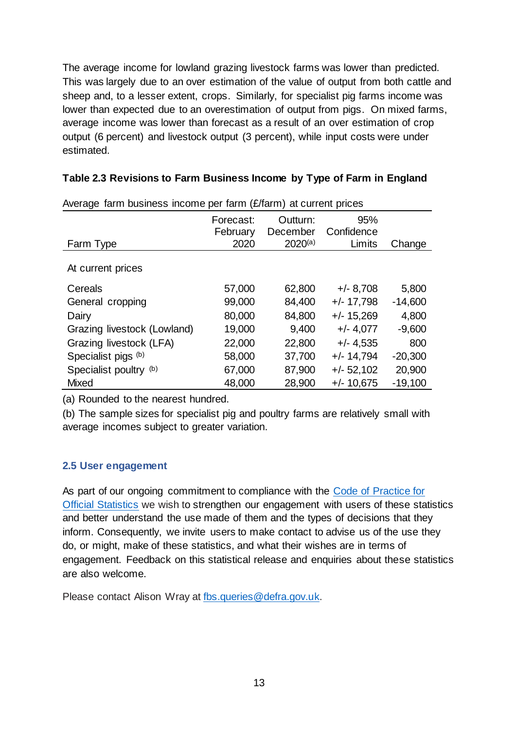The average income for lowland grazing livestock farms was lower than predicted. This was largely due to an over estimation of the value of output from both cattle and sheep and, to a lesser extent, crops. Similarly, for specialist pig farms income was lower than expected due to an overestimation of output from pigs. On mixed farms, average income was lower than forecast as a result of an over estimation of crop output (6 percent) and livestock output (3 percent), while input costs were under estimated.

**Table 2.3 Revisions to Farm Business Income by Type of Farm in England**

Average farm business income per farm (£/farm) at current prices

| Farm Type | Forecast: February 2020 | Outturn: December 2020[(a)] | 95% Confidence Limits | Change |
|---|---|---|---|---|
| At current prices | | | | |
| Cereals | 57,000 | 62,800 | +/- 8,708 | 5,800 |
| General cropping | 99,000 | 84,400 | +/- 17,798 | -14,600 |
| Dairy | 80,000 | 84,800 | +/- 15,269 | 4,800 |
| Grazing livestock (Lowland) | 19,000 | 9,400 | +/- 4,077 | -9,600 |
| Grazing livestock (LFA) | 22,000 | 22,800 | +/- 4,535 | 800 |
| Specialist pigs [(b)] | 58,000 | 37,700 | +/- 14,794 | -20,300 |
| Specialist poultry [(b)] | 67,000 | 87,900 | +/- 52,102 | 20,900 |
| Mixed | 48,000 | 28,900 | +/- 10,675 | -19,100 |

(a) Rounded to the nearest hundred.

(b) The sample sizes for specialist pig and poultry farms are relatively small with average incomes subject to greater variation.

### 2.5 User engagement

As part of our ongoing commitment to compliance with the Code of Practice for Official Statistics we wish to strengthen our engagement with users of these statistics and better understand the use made of them and the types of decisions that they inform. Consequently, we invite users to make contact to advise us of the use they do, or might, make of these statistics, and what their wishes are in terms of engagement. Feedback on this statistical release and enquiries about these statistics are also welcome.

Please contact Alison Wray at fbs.queries@defra.gov.uk.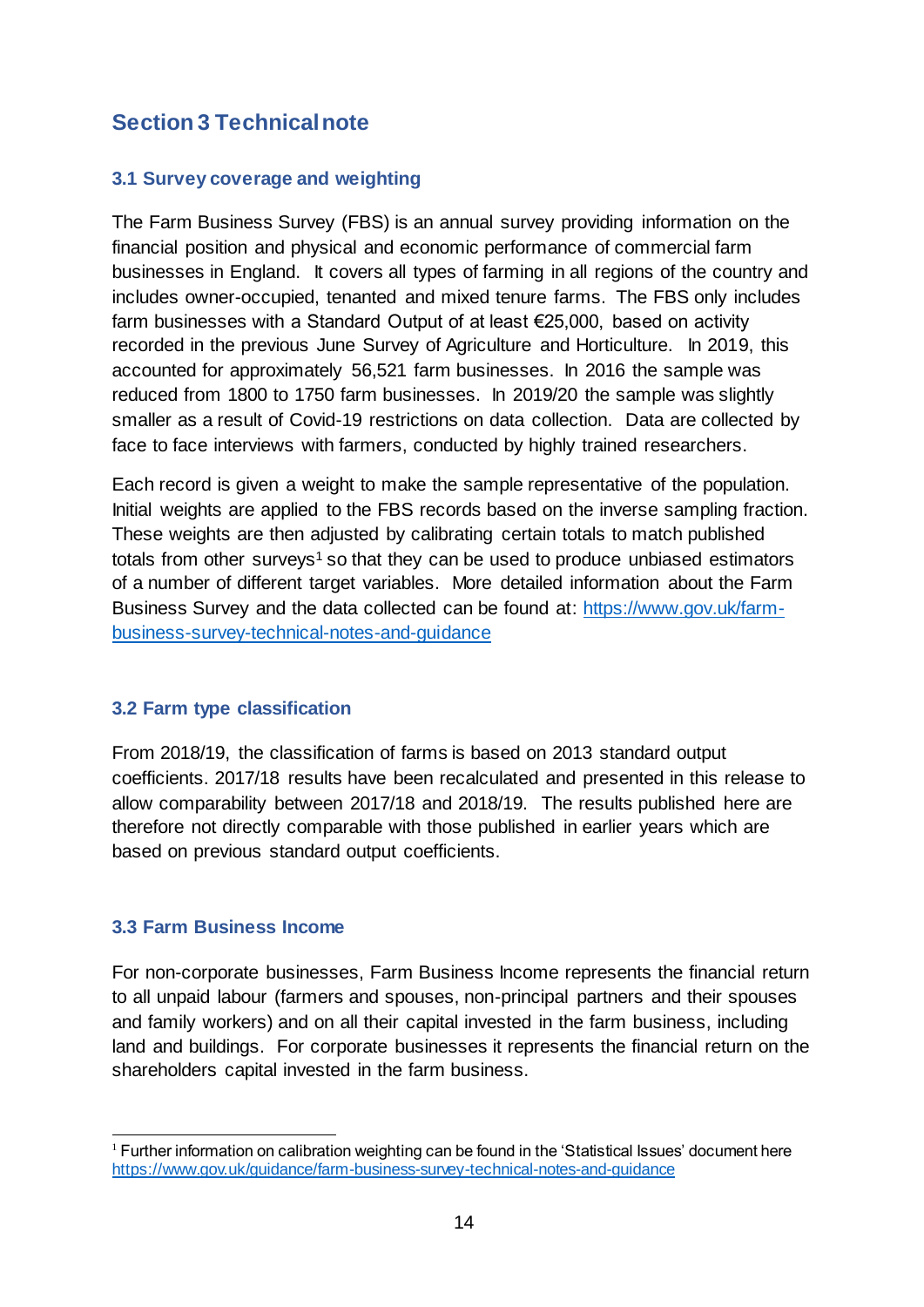## Section 3 Technical note

### 3.1 Survey coverage and weighting

The Farm Business Survey (FBS) is an annual survey providing information on the financial position and physical and economic performance of commercial farm businesses in England. It covers all types of farming in all regions of the country and includes owner-occupied, tenanted and mixed tenure farms. The FBS only includes farm businesses with a Standard Output of at least €25,000, based on activity recorded in the previous June Survey of Agriculture and Horticulture. In 2019, this accounted for approximately 56,521 farm businesses. In 2016 the sample was reduced from 1800 to 1750 farm businesses. In 2019/20 the sample was slightly smaller as a result of Covid-19 restrictions on data collection. Data are collected by face to face interviews with farmers, conducted by highly trained researchers.

Each record is given a weight to make the sample representative of the population. Initial weights are applied to the FBS records based on the inverse sampling fraction. These weights are then adjusted by calibrating certain totals to match published totals from other surveys[1] so that they can be used to produce unbiased estimators of a number of different target variables. More detailed information about the Farm Business Survey and the data collected can be found at: [https://www.gov.uk/farm-business-survey-technical-notes-and-guidance](https://www.gov.uk/farm-business-survey-technical-notes-and-guidance)

### 3.2 Farm type classification

From 2018/19, the classification of farms is based on 2013 standard output coefficients. 2017/18 results have been recalculated and presented in this release to allow comparability between 2017/18 and 2018/19. The results published here are therefore not directly comparable with those published in earlier years which are based on previous standard output coefficients.

### 3.3 Farm Business Income

For non-corporate businesses, Farm Business Income represents the financial return to all unpaid labour (farmers and spouses, non-principal partners and their spouses and family workers) and on all their capital invested in the farm business, including land and buildings. For corporate businesses it represents the financial return on the shareholders capital invested in the farm business.

---

[1] Further information on calibration weighting can be found in the 'Statistical Issues' document here [https://www.gov.uk/guidance/farm-business-survey-technical-notes-and-guidance](https://www.gov.uk/guidance/farm-business-survey-technical-notes-and-guidance)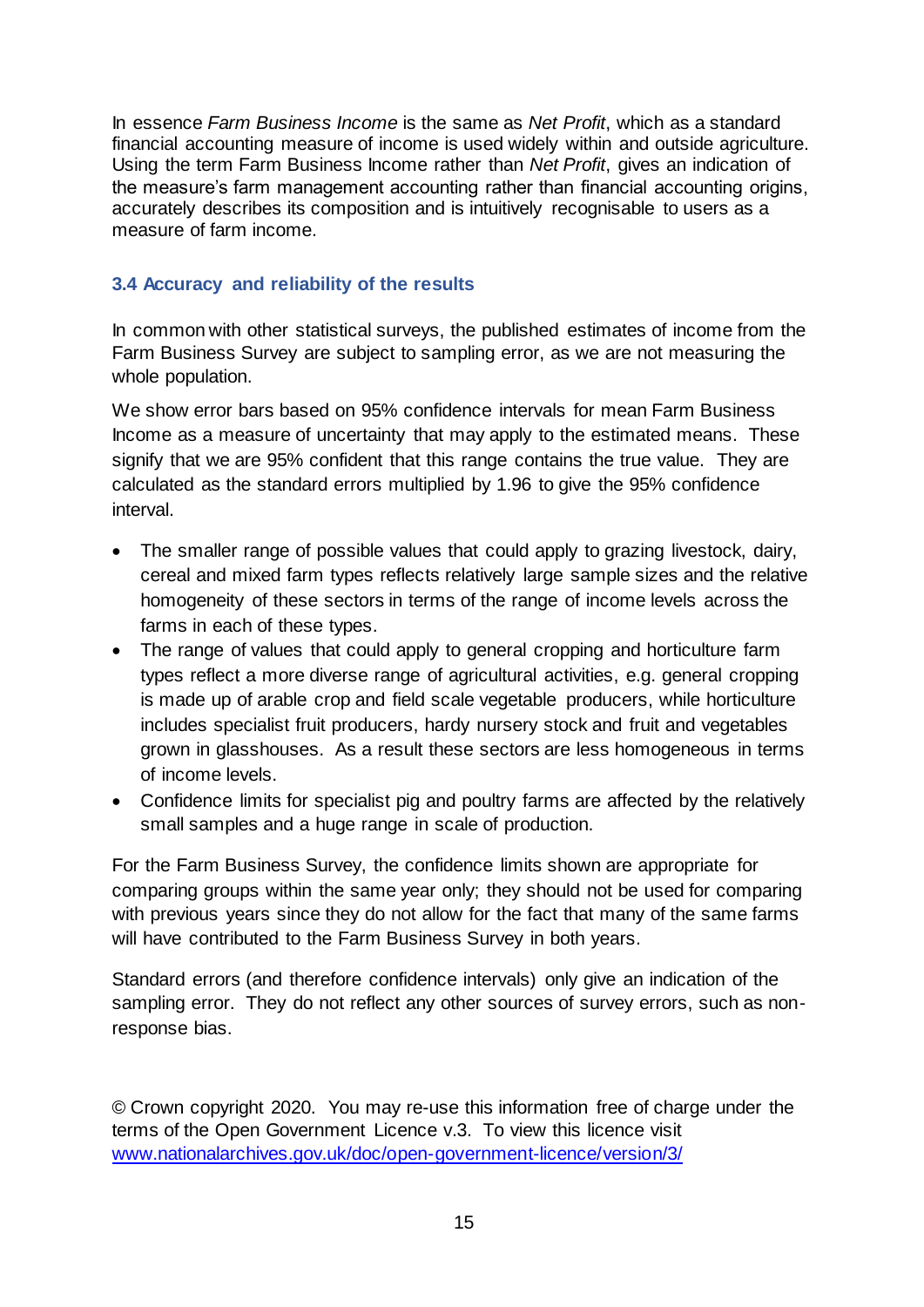In essence *Farm Business Income* is the same as *Net Profit*, which as a standard financial accounting measure of income is used widely within and outside agriculture. Using the term Farm Business Income rather than *Net Profit*, gives an indication of the measure's farm management accounting rather than financial accounting origins, accurately describes its composition and is intuitively recognisable to users as a measure of farm income.

### 3.4 Accuracy and reliability of the results

In common with other statistical surveys, the published estimates of income from the Farm Business Survey are subject to sampling error, as we are not measuring the whole population.

We show error bars based on 95% confidence intervals for mean Farm Business Income as a measure of uncertainty that may apply to the estimated means. These signify that we are 95% confident that this range contains the true value. They are calculated as the standard errors multiplied by 1.96 to give the 95% confidence interval.

- The smaller range of possible values that could apply to grazing livestock, dairy, cereal and mixed farm types reflects relatively large sample sizes and the relative homogeneity of these sectors in terms of the range of income levels across the farms in each of these types.
- The range of values that could apply to general cropping and horticulture farm types reflect a more diverse range of agricultural activities, e.g. general cropping is made up of arable crop and field scale vegetable producers, while horticulture includes specialist fruit producers, hardy nursery stock and fruit and vegetables grown in glasshouses. As a result these sectors are less homogeneous in terms of income levels.
- Confidence limits for specialist pig and poultry farms are affected by the relatively small samples and a huge range in scale of production.

For the Farm Business Survey, the confidence limits shown are appropriate for comparing groups within the same year only; they should not be used for comparing with previous years since they do not allow for the fact that many of the same farms will have contributed to the Farm Business Survey in both years.

Standard errors (and therefore confidence intervals) only give an indication of the sampling error. They do not reflect any other sources of survey errors, such as non-response bias.

© Crown copyright 2020. You may re-use this information free of charge under the terms of the Open Government Licence v.3. To view this licence visit [www.nationalarchives.gov.uk/doc/open-government-licence/version/3/](http://www.nationalarchives.gov.uk/doc/open-government-licence/version/3/)